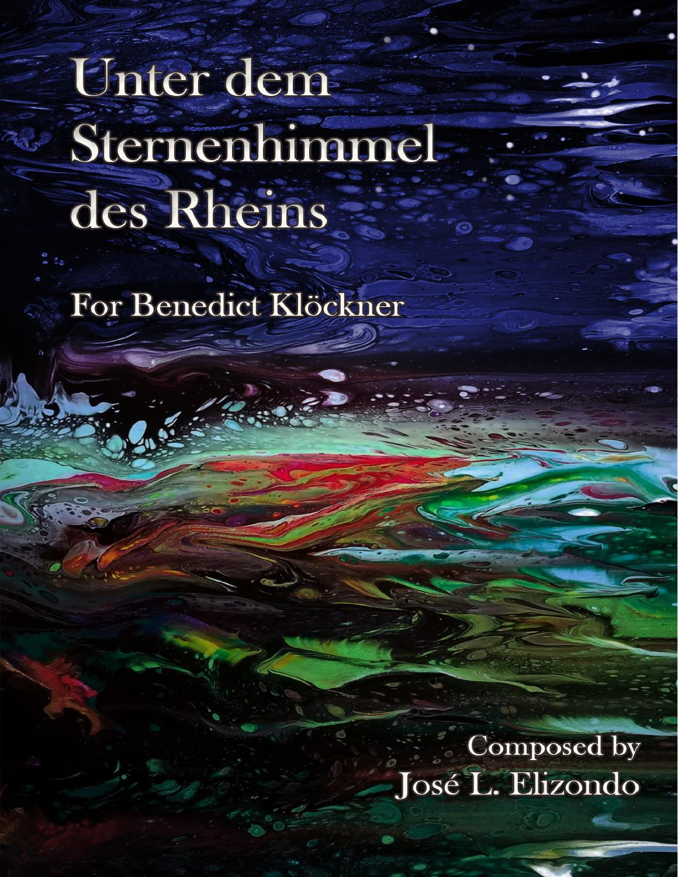# Unter dem Sternenhimmel des Rheins

For Benedict Klöckner

Composed by
José L. Elizondo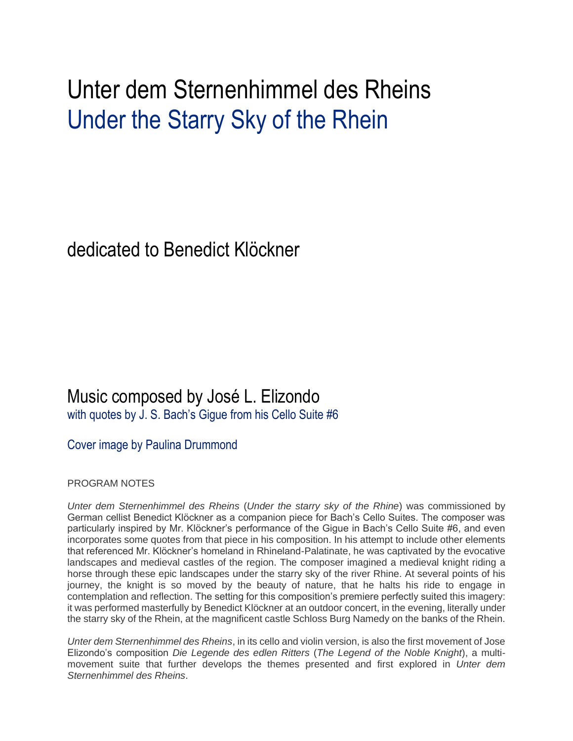# Unter dem Sternenhimmel des Rheins

## Under the Starry Sky of the Rhein

dedicated to Benedict Klöckner

Music composed by José L. Elizondo

with quotes by J. S. Bach's Gigue from his Cello Suite #6

Cover image by Paulina Drummond

PROGRAM NOTES

*Unter dem Sternenhimmel des Rheins* (*Under the starry sky of the Rhine*) was commissioned by German cellist Benedict Klöckner as a companion piece for Bach's Cello Suites. The composer was particularly inspired by Mr. Klöckner's performance of the Gigue in Bach's Cello Suite #6, and even incorporates some quotes from that piece in his composition. In his attempt to include other elements that referenced Mr. Klöckner's homeland in Rhineland-Palatinate, he was captivated by the evocative landscapes and medieval castles of the region. The composer imagined a medieval knight riding a horse through these epic landscapes under the starry sky of the river Rhine. At several points of his journey, the knight is so moved by the beauty of nature, that he halts his ride to engage in contemplation and reflection. The setting for this composition's premiere perfectly suited this imagery: it was performed masterfully by Benedict Klöckner at an outdoor concert, in the evening, literally under the starry sky of the Rhein, at the magnificent castle Schloss Burg Namedy on the banks of the Rhein.

*Unter dem Sternenhimmel des Rheins*, in its cello and violin version, is also the first movement of Jose Elizondo's composition *Die Legende des edlen Ritters* (*The Legend of the Noble Knight*), a multi-movement suite that further develops the themes presented and first explored in *Unter dem Sternenhimmel des Rheins*.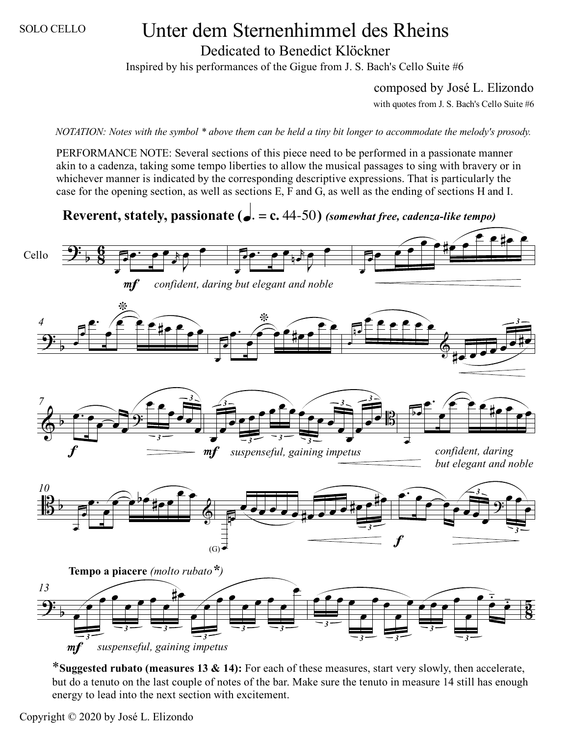SOLO CELLO

# Unter dem Sternenhimmel des Rheins

## Dedicated to Benedict Klöckner

Inspired by his performances of the Gigue from J. S. Bach's Cello Suite #6

composed by José L. Elizondo

with quotes from J. S. Bach's Cello Suite #6

*NOTATION: Notes with the symbol * above them can be held a tiny bit longer to accommodate the melody's prosody.*

PERFORMANCE NOTE: Several sections of this piece need to be performed in a passionate manner akin to a cadenza, taking some tempo liberties to allow the musical passages to sing with bravery or in whichever manner is indicated by the corresponding descriptive expressions. That is particularly the case for the opening section, as well as sections E, F and G, as well as the ending of sections H and I.

**Reverent, stately, passionate (♩. = c. 44-50)** ***(somewhat free, cadenza-like tempo)***

Cello

*mf* *confident, daring but elegant and noble*

*f*

*mf* *suspenseful, gaining impetus*

*confident, daring but elegant and noble*

(G)

*f*

**Tempo a piacere** *(molto rubato*)*

*mf* *suspenseful, gaining impetus*

***Suggested rubato (measures 13 & 14):** For each of these measures, start very slowly, then accelerate, but do a tenuto on the last couple of notes of the bar. Make sure the tenuto in measure 14 still has enough energy to lead into the next section with excitement.

Copyright © 2020 by José L. Elizondo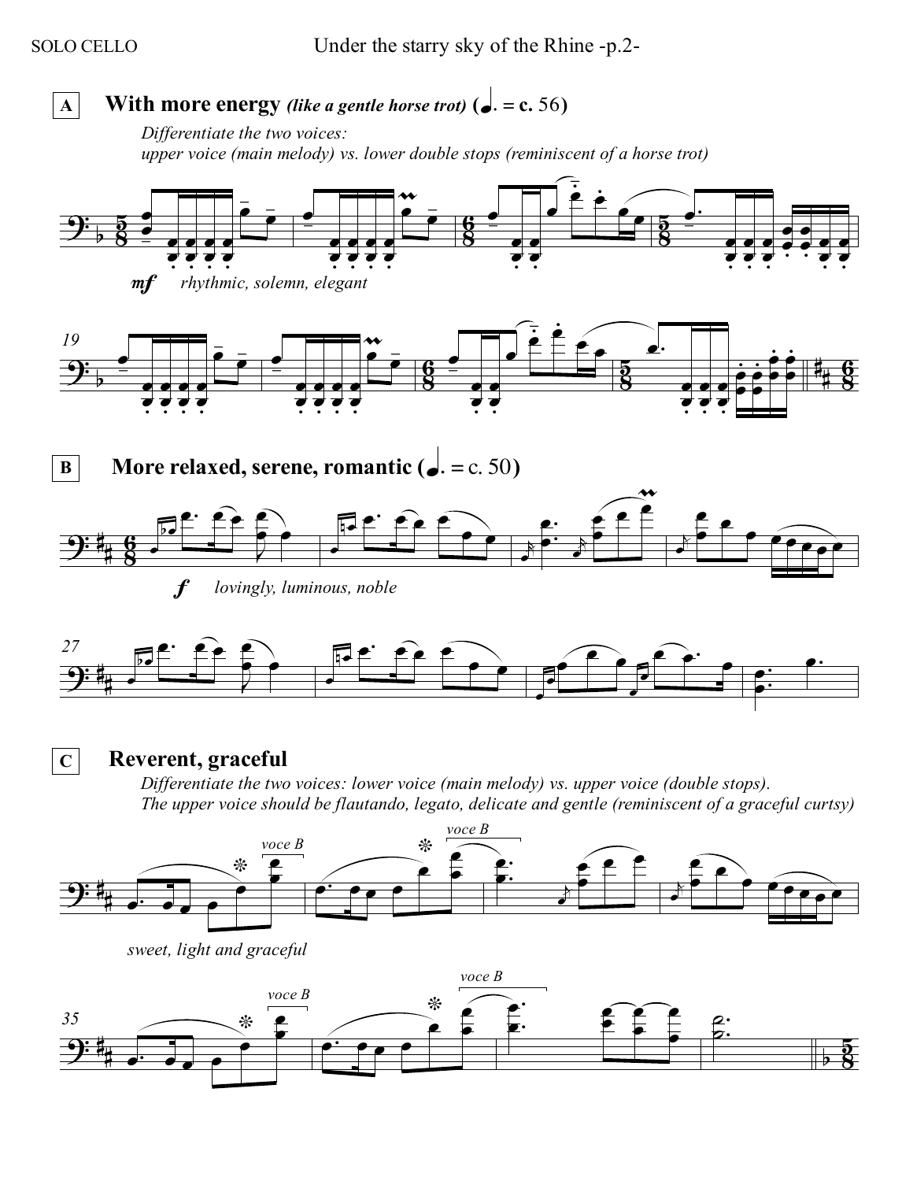**A** **With more energy** ***(like a gentle horse trot)*** **(♩. = c. 56)**

*Differentiate the two voices:*
*upper voice (main melody) vs. lower double stops (reminiscent of a horse trot)*

***mf*** *rhythmic, solemn, elegant*

**B** **More relaxed, serene, romantic (♩. = c. 50)**

***f*** *lovingly, luminous, noble*

**C** **Reverent, graceful**

*Differentiate the two voices: lower voice (main melody) vs. upper voice (double stops).*
*The upper voice should be flautando, legato, delicate and gentle (reminiscent of a graceful curtsy)*

*voce B*

*sweet, light and graceful*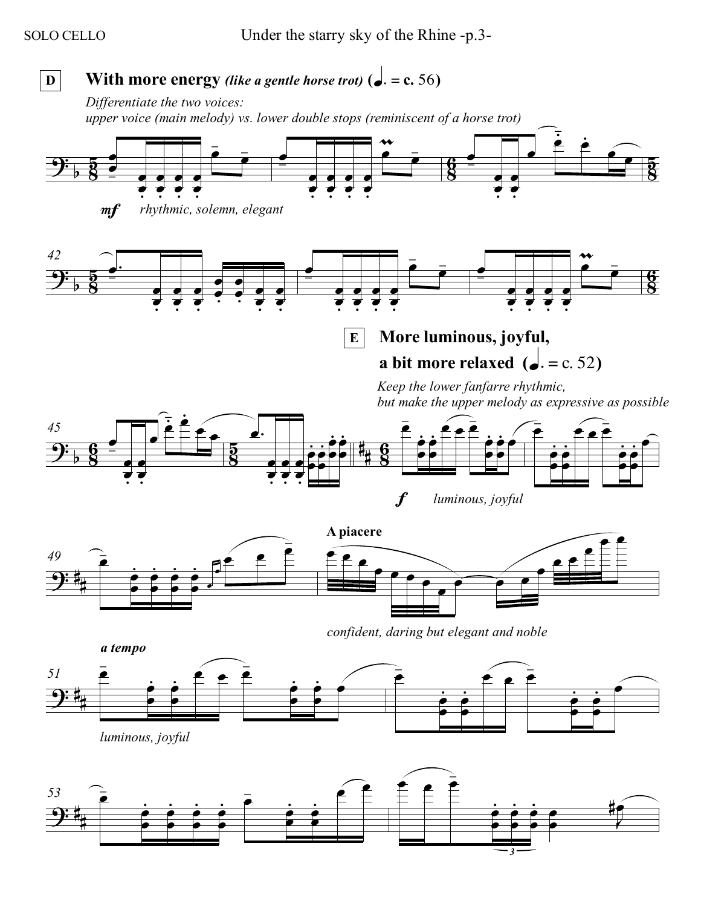**D** **With more energy** ***(like a gentle horse trot)*** **(♩. = c. 56)**

*Differentiate the two voices:*
*upper voice (main melody) vs. lower double stops (reminiscent of a horse trot)*

***mf*** *rhythmic, solemn, elegant*

**E** **More luminous, joyful, a bit more relaxed (♩. = c. 52)**

*Keep the lower fanfarre rhythmic,*
*but make the upper melody as expressive as possible*

***f*** *luminous, joyful*

**A piacere**

*confident, daring but elegant and noble*

***a tempo***

*luminous, joyful*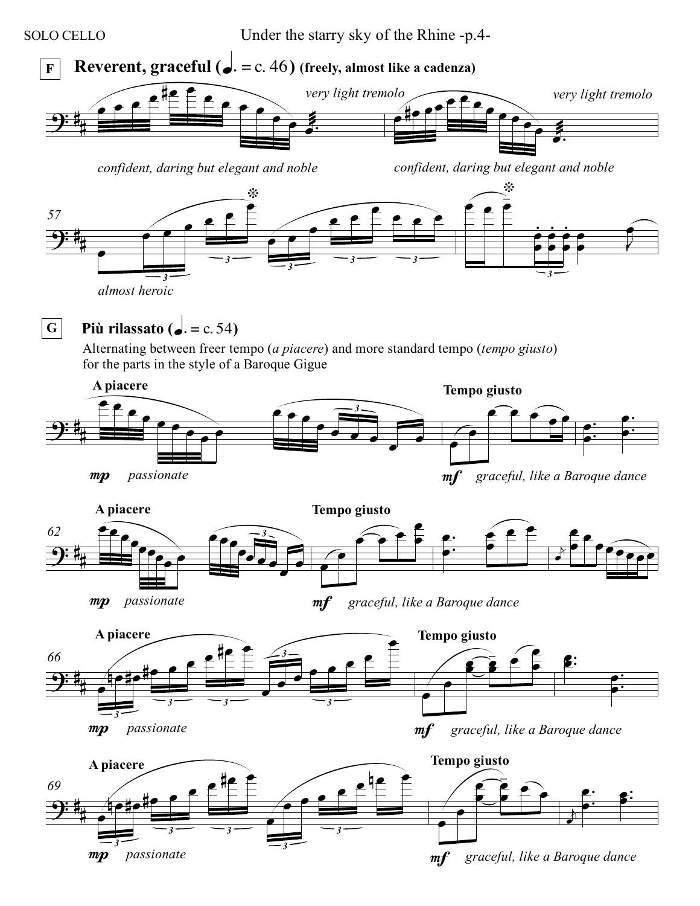**F** **Reverent, graceful (♩. = c. 46) (freely, almost like a cadenza)**

*very light tremolo* *very light tremolo*

*confident, daring but elegant and noble* *confident, daring but elegant and noble*

57

*almost heroic*

**G** **Più rilassato (♩. = c. 54)**

Alternating between freer tempo (*a piacere*) and more standard tempo (*tempo giusto*) for the parts in the style of a Baroque Gigue

**A piacere** **Tempo giusto**

*mp* *passionate* *mf* *graceful, like a Baroque dance*

62

**A piacere** **Tempo giusto**

*mp* *passionate* *mf* *graceful, like a Baroque dance*

66

**A piacere** **Tempo giusto**

*mp* *passionate* *mf* *graceful, like a Baroque dance*

69

**A piacere** **Tempo giusto**

*mp* *passionate* *mf* *graceful, like a Baroque dance*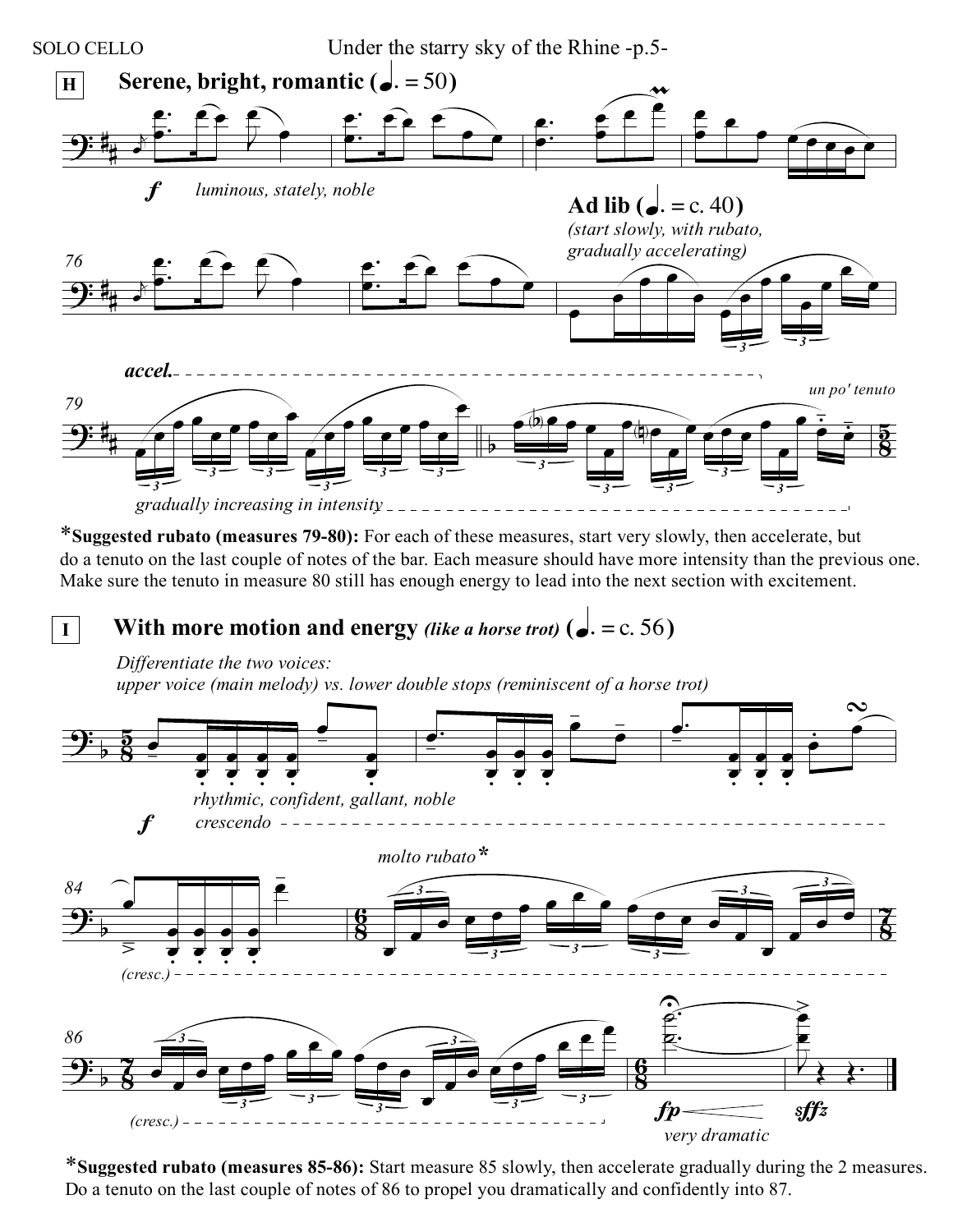**H** **Serene, bright, romantic** (♩. = 50)

*luminous, stately, noble*

**Ad lib** (♩. = c. 40)
*(start slowly, with rubato, gradually accelerating)*

**accel.**

*gradually increasing in intensity*

*un po' tenuto*

*Suggested rubato (measures 79-80):** For each of these measures, start very slowly, then accelerate, but do a tenuto on the last couple of notes of the bar. Each measure should have more intensity than the previous one. Make sure the tenuto in measure 80 still has enough energy to lead into the next section with excitement.

**I** **With more motion and energy** ***(like a horse trot)*** (♩. = c. 56)

*Differentiate the two voices:*
*upper voice (main melody) vs. lower double stops (reminiscent of a horse trot)*

*rhythmic, confident, gallant, noble*

*crescendo*

*molto rubato**

*(cresc.)*

*very dramatic*

*Suggested rubato (measures 85-86):** Start measure 85 slowly, then accelerate gradually during the 2 measures. Do a tenuto on the last couple of notes of 86 to propel you dramatically and confidently into 87.